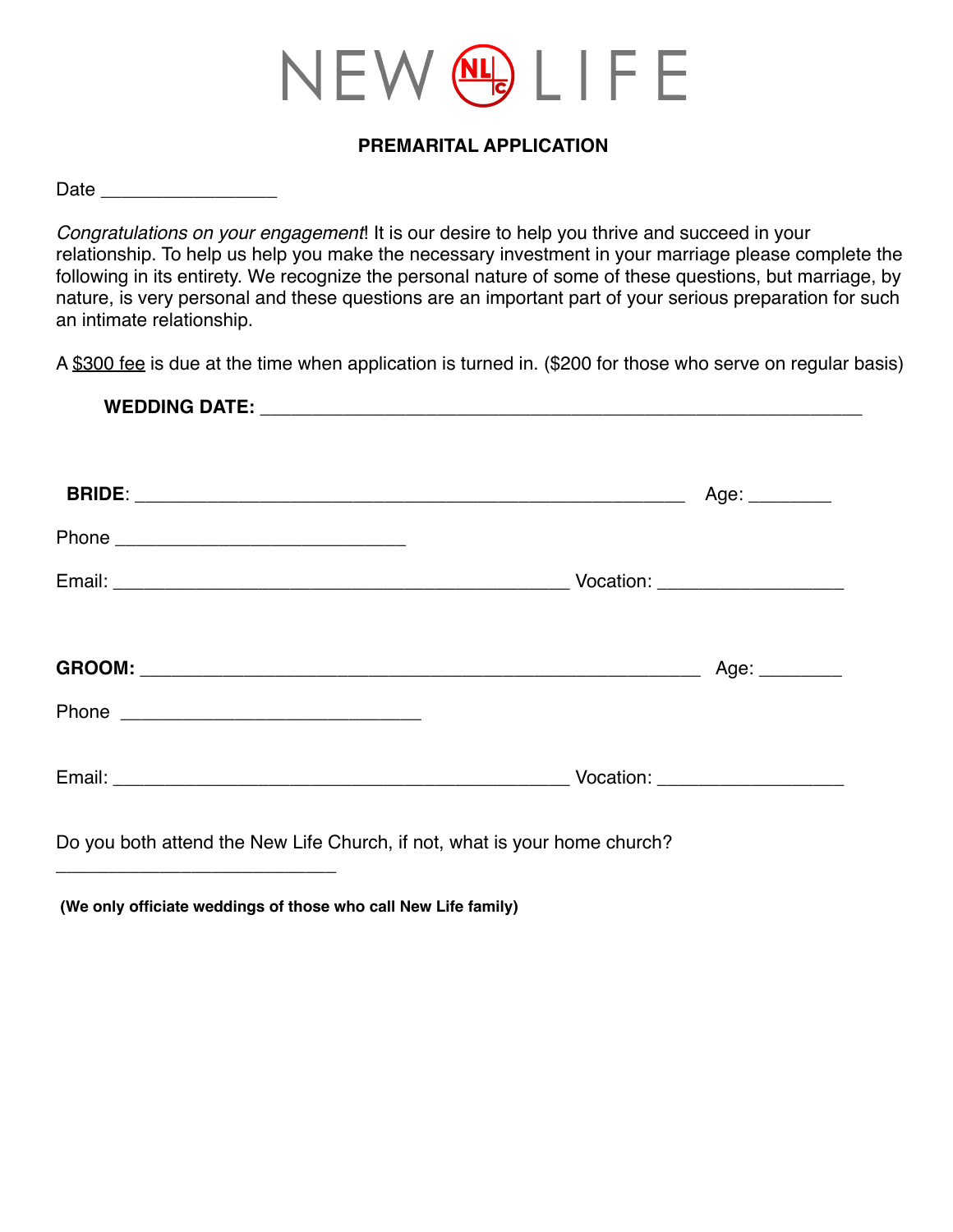# NEW LIFE

## PREMARITAL APPLICATION

Date _________________

*Congratulations on your engagement*! It is our desire to help you thrive and succeed in your relationship. To help us help you make the necessary investment in your marriage please complete the following in its entirety. We recognize the personal nature of some of these questions, but marriage, by nature, is very personal and these questions are an important part of your serious preparation for such an intimate relationship.

A $300 fee is due at the time when application is turned in. ($200 for those who serve on regular basis)

**WEDDING DATE:** ___________________________________________________________

**BRIDE**: ______________________________________________________ Age: ________

Phone _____________________________

Email: ______________________________________________ Vocation: __________________

**GROOM:** ______________________________________________________ Age: ________

Phone ______________________________

Email: ______________________________________________ Vocation: __________________

Do you both attend the New Life Church, if not, what is your home church?

____________________________

**(We only officiate weddings of those who call New Life family)**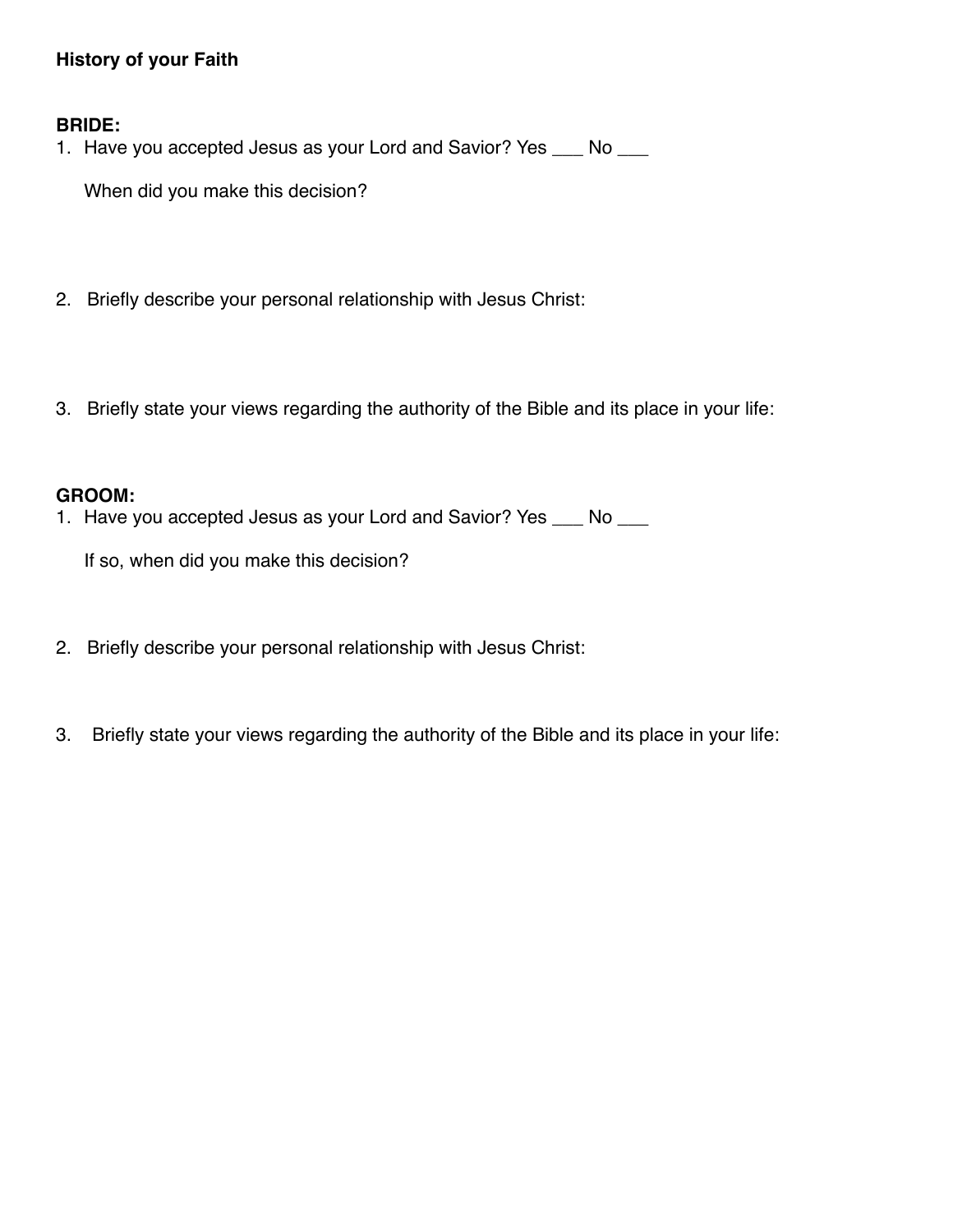**History of your Faith**

**BRIDE:**

1. Have you accepted Jesus as your Lord and Savior? Yes ___ No ___

   When did you make this decision?

2. Briefly describe your personal relationship with Jesus Christ:

3. Briefly state your views regarding the authority of the Bible and its place in your life:

**GROOM:**

1. Have you accepted Jesus as your Lord and Savior? Yes ___ No ___

   If so, when did you make this decision?

2. Briefly describe your personal relationship with Jesus Christ:

3. Briefly state your views regarding the authority of the Bible and its place in your life: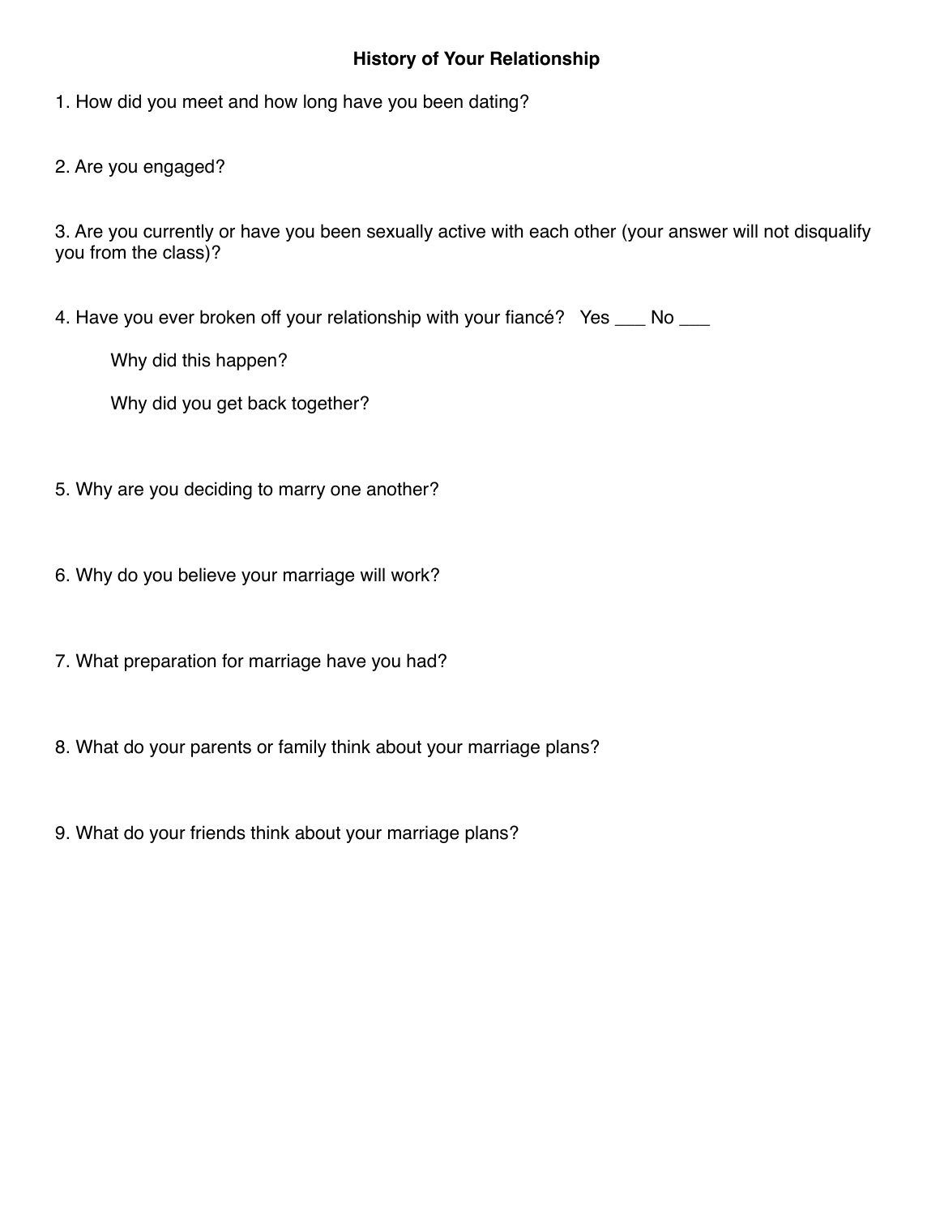## History of Your Relationship

1. How did you meet and how long have you been dating?

2. Are you engaged?

3. Are you currently or have you been sexually active with each other (your answer will not disqualify you from the class)?

4. Have you ever broken off your relationship with your fiancé?   Yes ___ No ___

   Why did this happen?

   Why did you get back together?

5. Why are you deciding to marry one another?

6. Why do you believe your marriage will work?

7. What preparation for marriage have you had?

8. What do your parents or family think about your marriage plans?

9. What do your friends think about your marriage plans?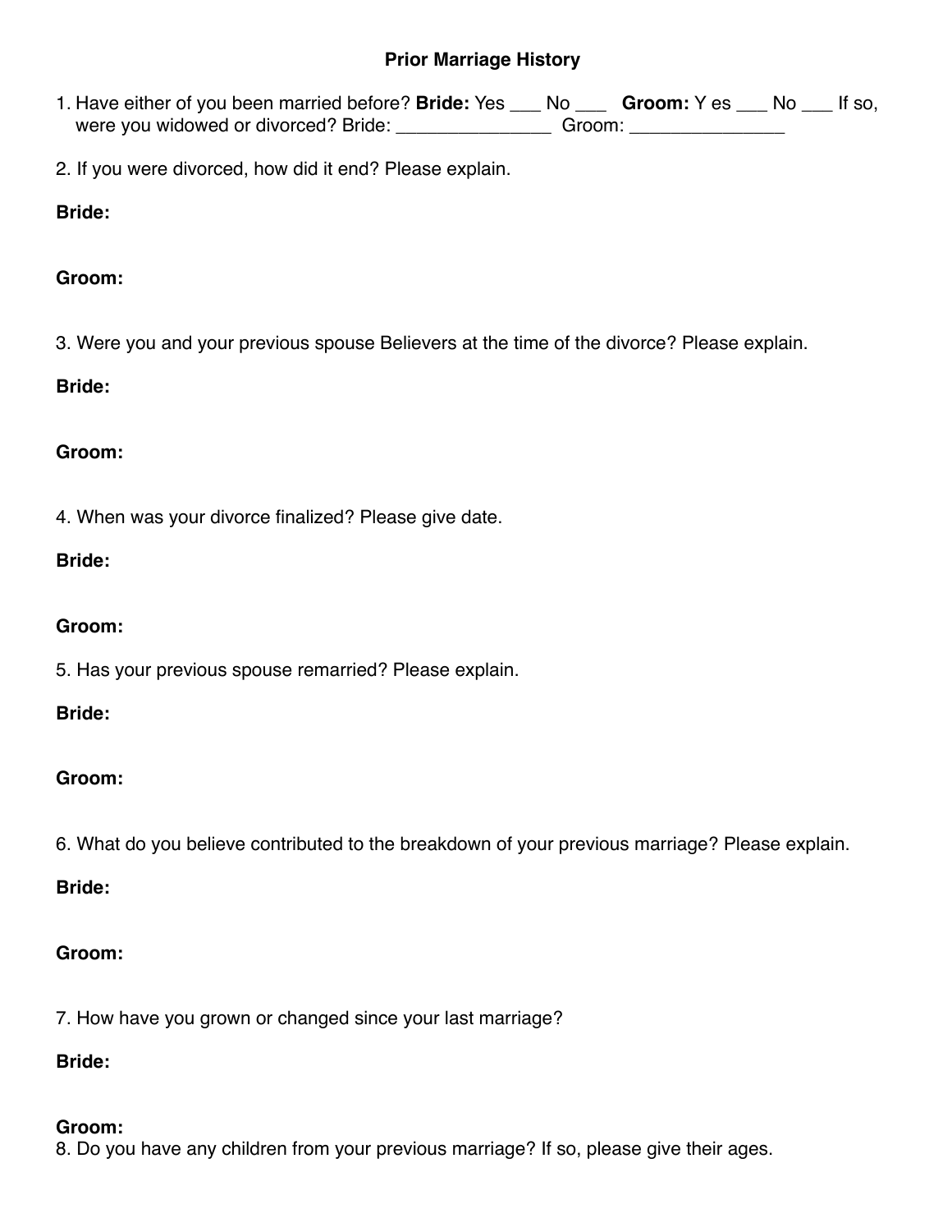## Prior Marriage History

1. Have either of you been married before? **Bride:** Yes ___ No ___ **Groom:** Y es ___ No ___ If so, were you widowed or divorced? Bride: _______________ Groom: _______________

2. If you were divorced, how did it end? Please explain.

**Bride:**

**Groom:**

3. Were you and your previous spouse Believers at the time of the divorce? Please explain.

**Bride:**

**Groom:**

4. When was your divorce finalized? Please give date.

**Bride:**

**Groom:**

5. Has your previous spouse remarried? Please explain.

**Bride:**

**Groom:**

6. What do you believe contributed to the breakdown of your previous marriage? Please explain.

**Bride:**

**Groom:**

7. How have you grown or changed since your last marriage?

**Bride:**

**Groom:**

8. Do you have any children from your previous marriage? If so, please give their ages.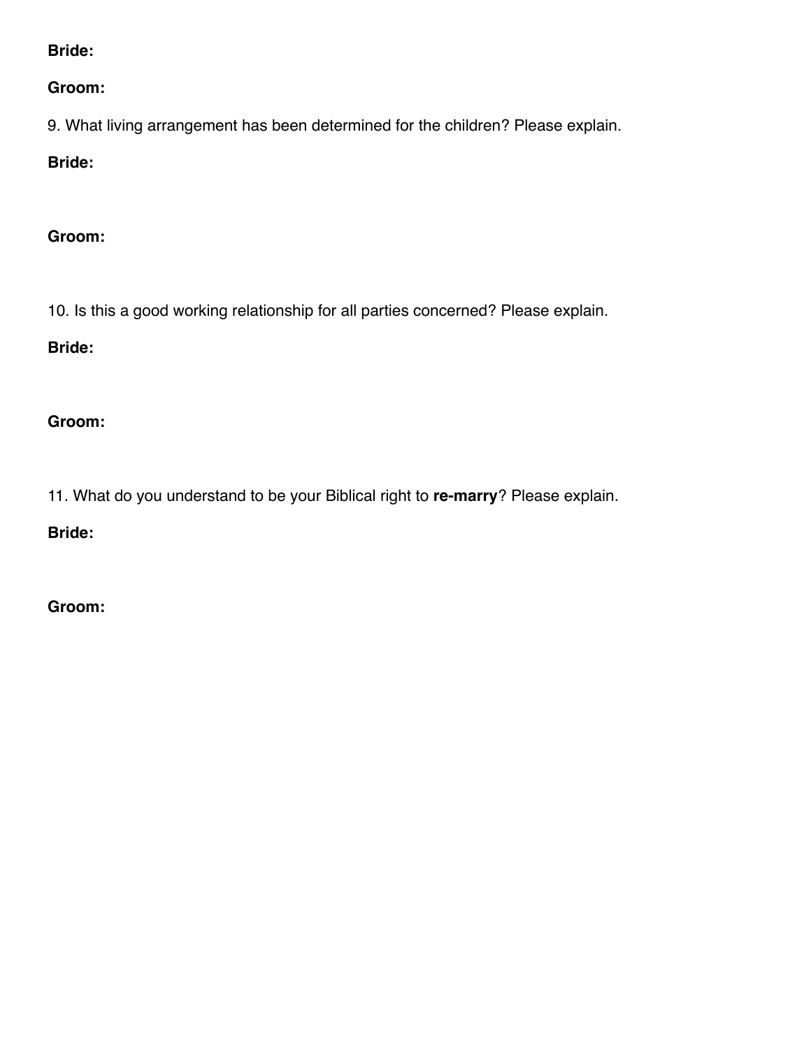**Bride:**

**Groom:**

9. What living arrangement has been determined for the children? Please explain.

**Bride:**

**Groom:**

10. Is this a good working relationship for all parties concerned? Please explain.

**Bride:**

**Groom:**

11. What do you understand to be your Biblical right to **re-marry**? Please explain.

**Bride:**

**Groom:**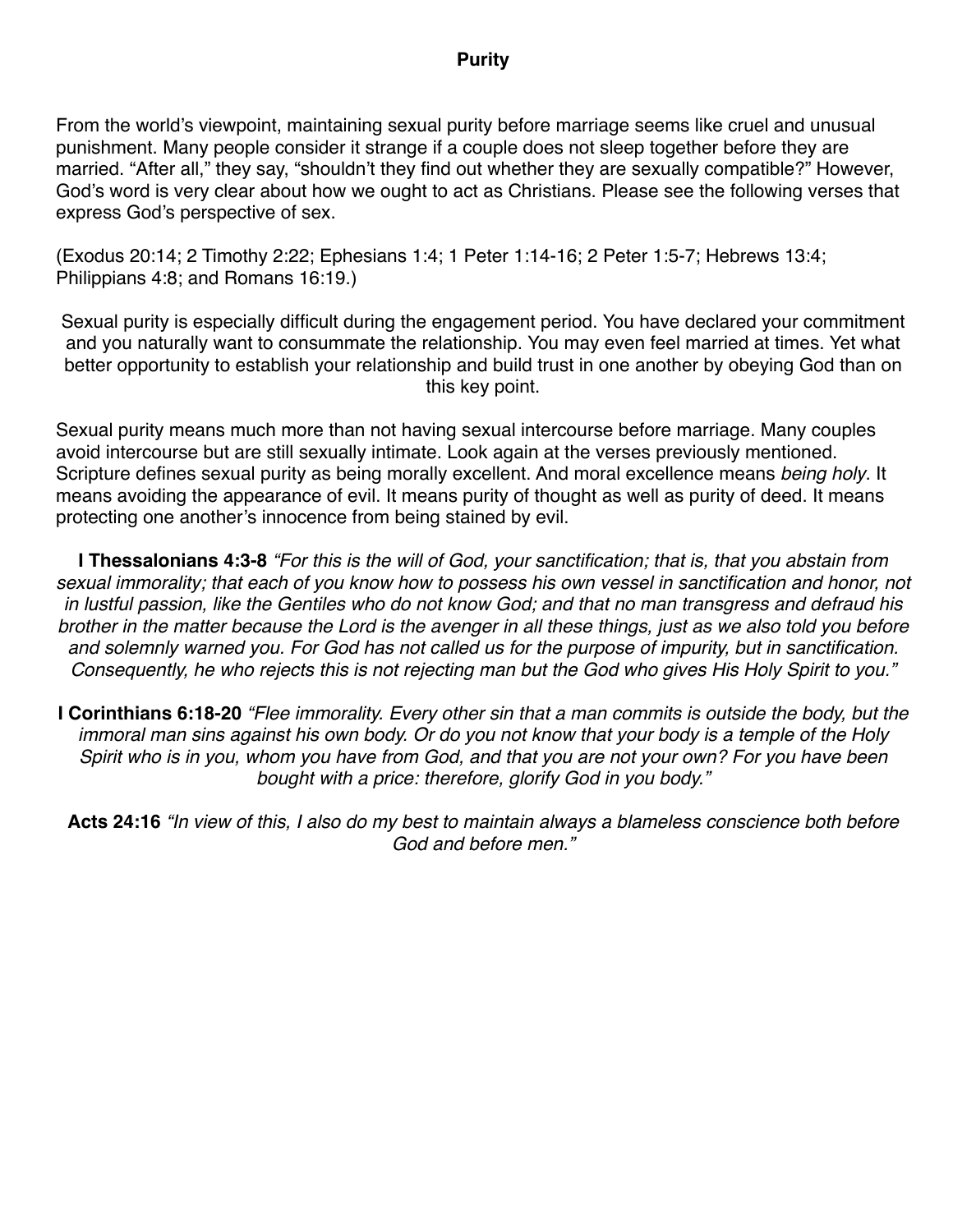# Purity

From the world's viewpoint, maintaining sexual purity before marriage seems like cruel and unusual punishment. Many people consider it strange if a couple does not sleep together before they are married. "After all," they say, "shouldn't they find out whether they are sexually compatible?" However, God's word is very clear about how we ought to act as Christians. Please see the following verses that express God's perspective of sex.

(Exodus 20:14; 2 Timothy 2:22; Ephesians 1:4; 1 Peter 1:14-16; 2 Peter 1:5-7; Hebrews 13:4; Philippians 4:8; and Romans 16:19.)

Sexual purity is especially difficult during the engagement period. You have declared your commitment and you naturally want to consummate the relationship. You may even feel married at times. Yet what better opportunity to establish your relationship and build trust in one another by obeying God than on this key point.

Sexual purity means much more than not having sexual intercourse before marriage. Many couples avoid intercourse but are still sexually intimate. Look again at the verses previously mentioned. Scripture defines sexual purity as being morally excellent. And moral excellence means *being holy*. It means avoiding the appearance of evil. It means purity of thought as well as purity of deed. It means protecting one another's innocence from being stained by evil.

**I Thessalonians 4:3-8** *"For this is the will of God, your sanctification; that is, that you abstain from sexual immorality; that each of you know how to possess his own vessel in sanctification and honor, not in lustful passion, like the Gentiles who do not know God; and that no man transgress and defraud his brother in the matter because the Lord is the avenger in all these things, just as we also told you before and solemnly warned you. For God has not called us for the purpose of impurity, but in sanctification. Consequently, he who rejects this is not rejecting man but the God who gives His Holy Spirit to you."*

**I Corinthians 6:18-20** *"Flee immorality. Every other sin that a man commits is outside the body, but the immoral man sins against his own body. Or do you not know that your body is a temple of the Holy Spirit who is in you, whom you have from God, and that you are not your own? For you have been bought with a price: therefore, glorify God in you body."*

**Acts 24:16** *"In view of this, I also do my best to maintain always a blameless conscience both before God and before men."*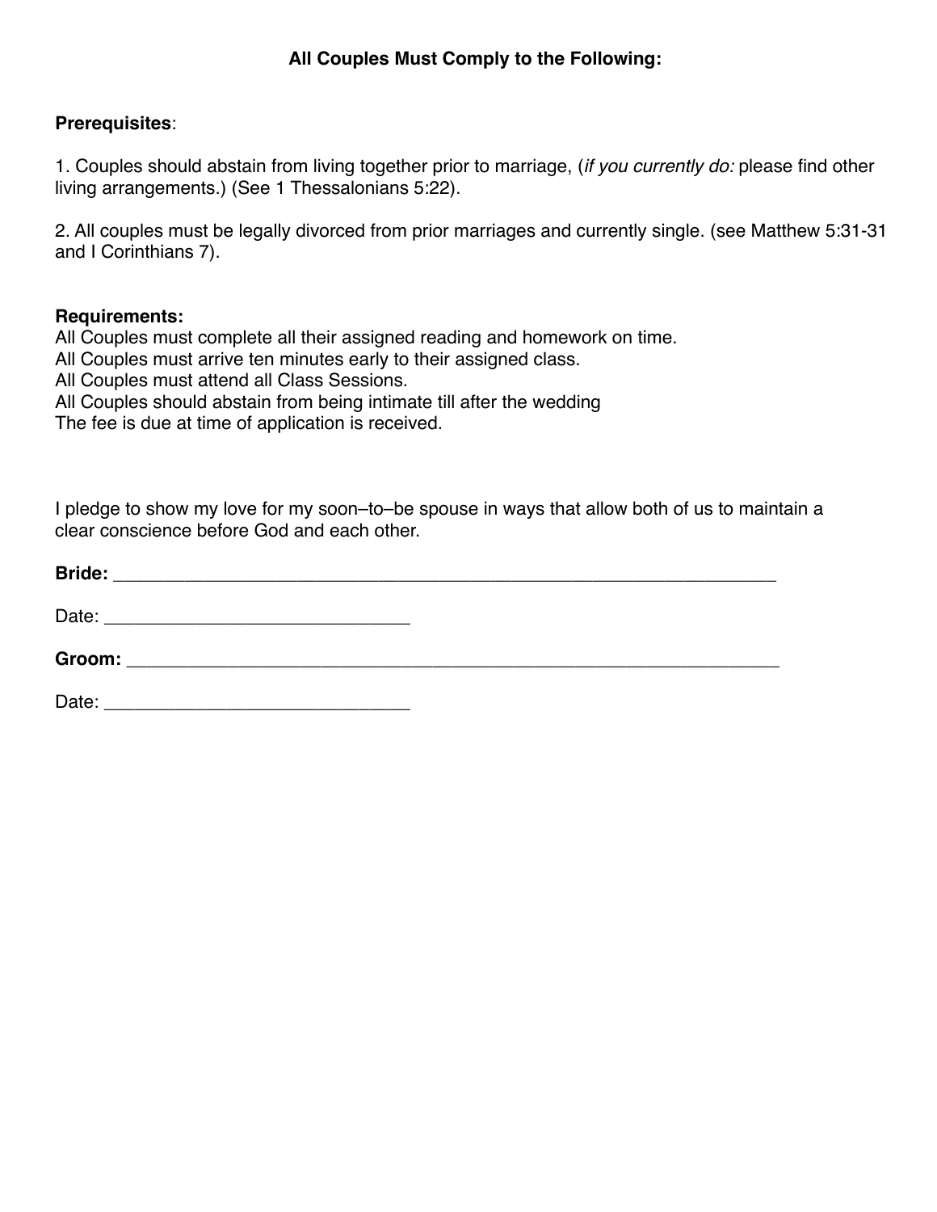### All Couples Must Comply to the Following:

**Prerequisites**:

1. Couples should abstain from living together prior to marriage, (*if you currently do:* please find other living arrangements.) (See 1 Thessalonians 5:22).

2. All couples must be legally divorced from prior marriages and currently single. (see Matthew 5:31-31 and I Corinthians 7).

**Requirements:**

All Couples must complete all their assigned reading and homework on time.
All Couples must arrive ten minutes early to their assigned class.
All Couples must attend all Class Sessions.
All Couples should abstain from being intimate till after the wedding
The fee is due at time of application is received.

I pledge to show my love for my soon–to–be spouse in ways that allow both of us to maintain a clear conscience before God and each other.

**Bride:** ___________________________________________________________________

Date: ______________________________

**Groom:** __________________________________________________________________

Date: ______________________________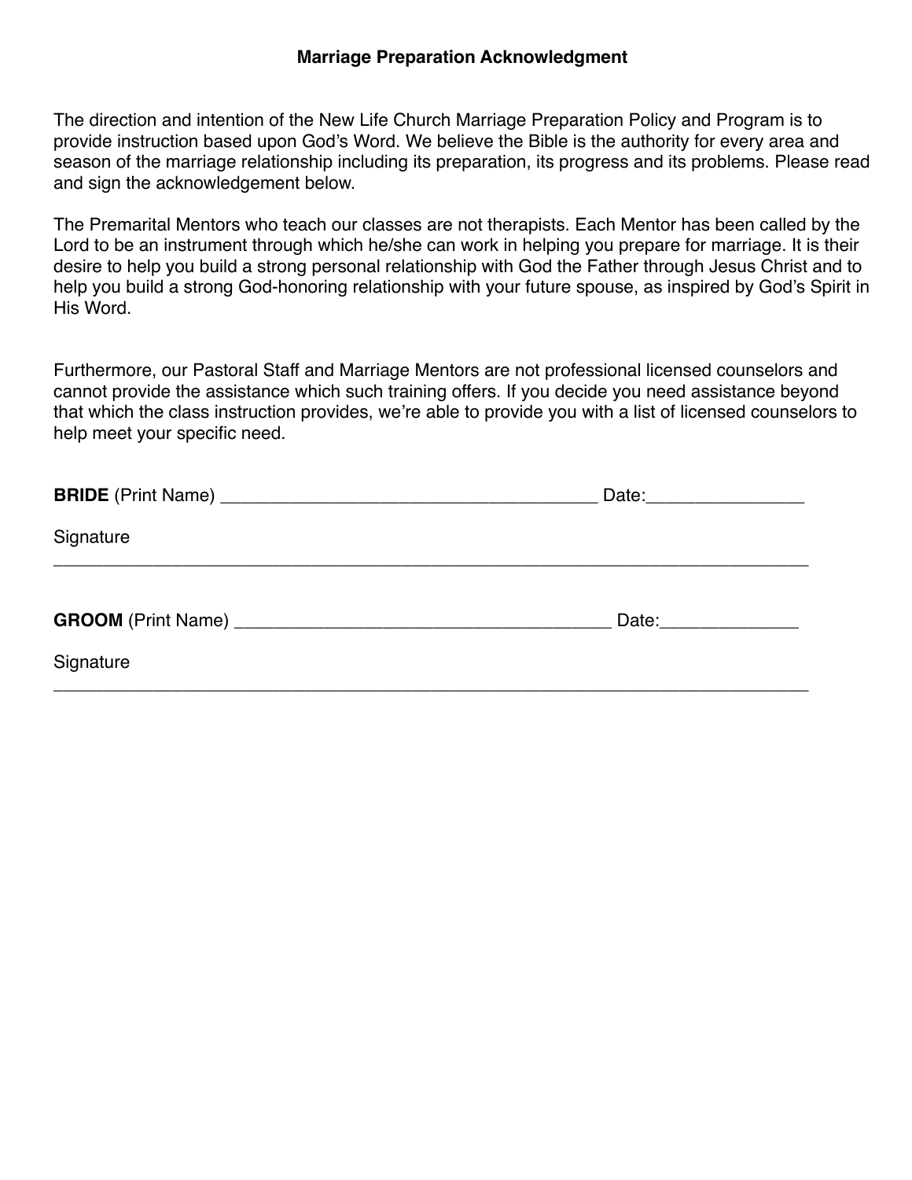## Marriage Preparation Acknowledgment

The direction and intention of the New Life Church Marriage Preparation Policy and Program is to provide instruction based upon God's Word. We believe the Bible is the authority for every area and season of the marriage relationship including its preparation, its progress and its problems. Please read and sign the acknowledgement below.

The Premarital Mentors who teach our classes are not therapists. Each Mentor has been called by the Lord to be an instrument through which he/she can work in helping you prepare for marriage. It is their desire to help you build a strong personal relationship with God the Father through Jesus Christ and to help you build a strong God-honoring relationship with your future spouse, as inspired by God's Spirit in His Word.

Furthermore, our Pastoral Staff and Marriage Mentors are not professional licensed counselors and cannot provide the assistance which such training offers. If you decide you need assistance beyond that which the class instruction provides, we're able to provide you with a list of licensed counselors to help meet your specific need.

**BRIDE** (Print Name) _____________________________________ Date:_______________

Signature
_____________________________________________________________________________

**GROOM** (Print Name) _____________________________________ Date:_____________

Signature
_____________________________________________________________________________